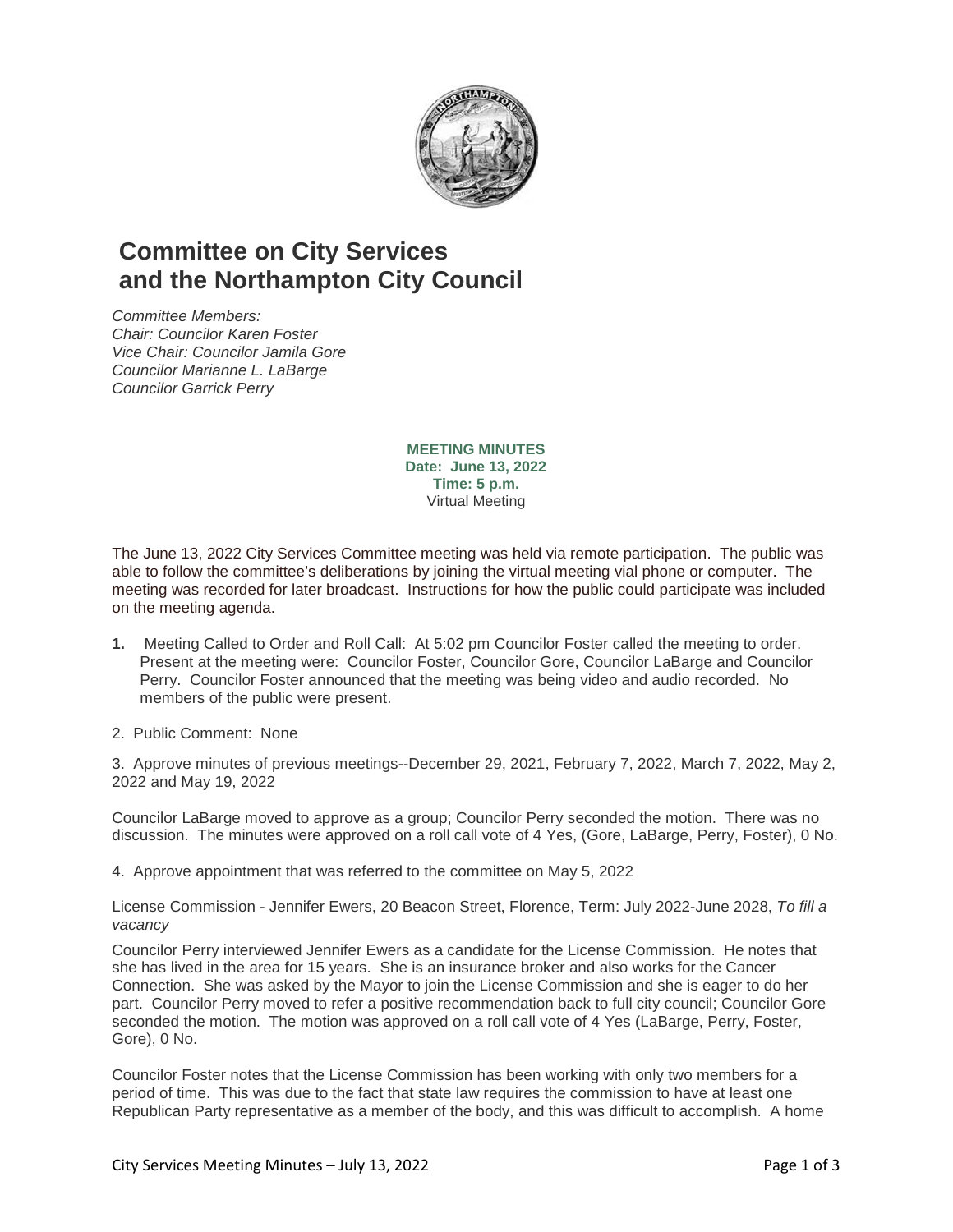# Committee on City Services and the Northampton City Council

*Committee Members:*
*Chair: Councilor Karen Foster*
*Vice Chair: Councilor Jamila Gore*
*Councilor Marianne L. LaBarge*
*Councilor Garrick Perry*

**MEETING MINUTES**
**Date: June 13, 2022**
**Time: 5 p.m.**
Virtual Meeting

The June 13, 2022 City Services Committee meeting was held via remote participation. The public was able to follow the committee's deliberations by joining the virtual meeting vial phone or computer. The meeting was recorded for later broadcast. Instructions for how the public could participate was included on the meeting agenda.

1. Meeting Called to Order and Roll Call: At 5:02 pm Councilor Foster called the meeting to order. Present at the meeting were: Councilor Foster, Councilor Gore, Councilor LaBarge and Councilor Perry. Councilor Foster announced that the meeting was being video and audio recorded. No members of the public were present.

2. Public Comment: None

3. Approve minutes of previous meetings--December 29, 2021, February 7, 2022, March 7, 2022, May 2, 2022 and May 19, 2022

Councilor LaBarge moved to approve as a group; Councilor Perry seconded the motion. There was no discussion. The minutes were approved on a roll call vote of 4 Yes, (Gore, LaBarge, Perry, Foster), 0 No.

4. Approve appointment that was referred to the committee on May 5, 2022

License Commission - Jennifer Ewers, 20 Beacon Street, Florence, Term: July 2022-June 2028, *To fill a vacancy*

Councilor Perry interviewed Jennifer Ewers as a candidate for the License Commission. He notes that she has lived in the area for 15 years. She is an insurance broker and also works for the Cancer Connection. She was asked by the Mayor to join the License Commission and she is eager to do her part. Councilor Perry moved to refer a positive recommendation back to full city council; Councilor Gore seconded the motion. The motion was approved on a roll call vote of 4 Yes (LaBarge, Perry, Foster, Gore), 0 No.

Councilor Foster notes that the License Commission has been working with only two members for a period of time. This was due to the fact that state law requires the commission to have at least one Republican Party representative as a member of the body, and this was difficult to accomplish. A home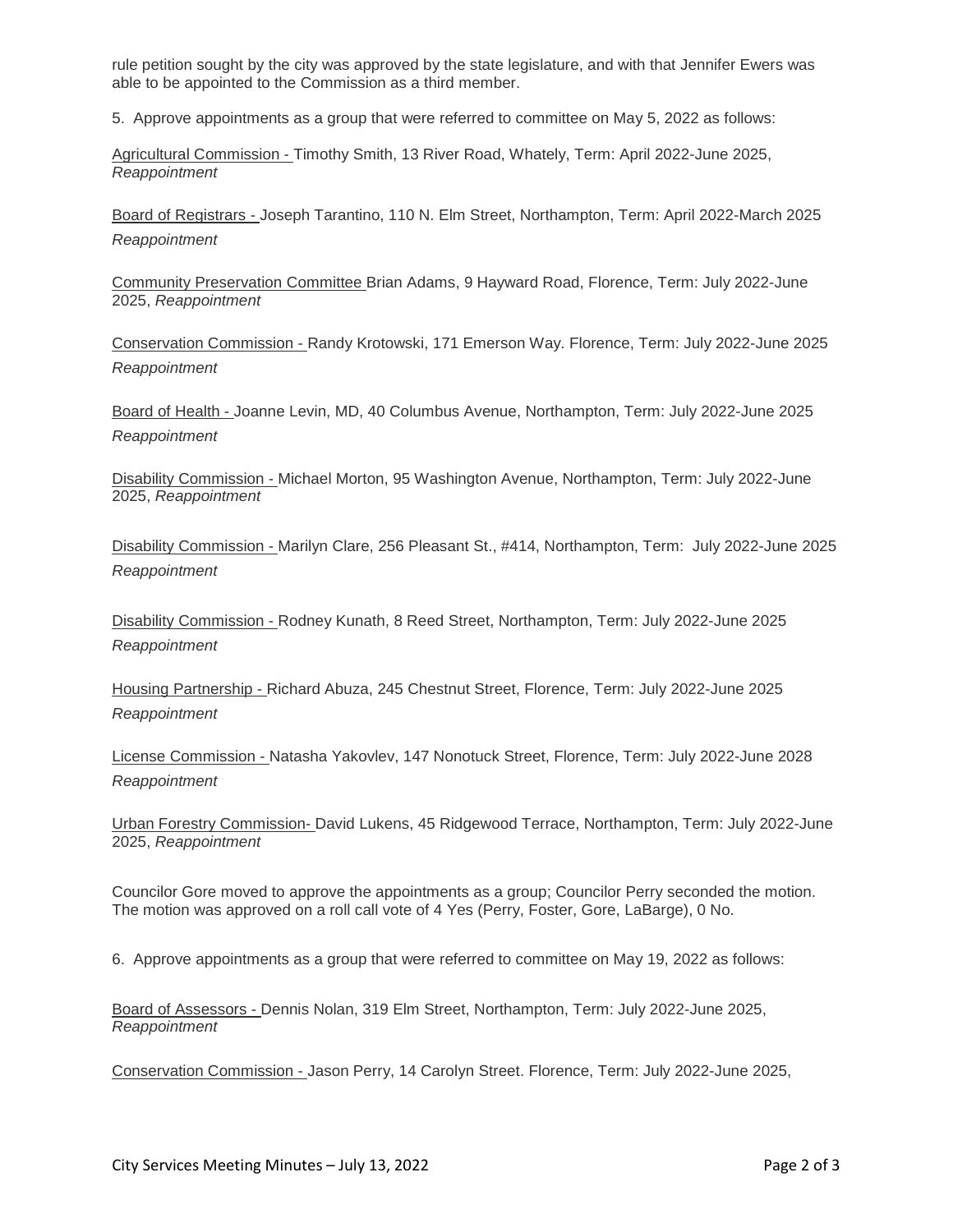rule petition sought by the city was approved by the state legislature, and with that Jennifer Ewers was able to be appointed to the Commission as a third member.

5. Approve appointments as a group that were referred to committee on May 5, 2022 as follows:

Agricultural Commission - Timothy Smith, 13 River Road, Whately, Term: April 2022-June 2025, *Reappointment*

Board of Registrars - Joseph Tarantino, 110 N. Elm Street, Northampton, Term: April 2022-March 2025 *Reappointment*

Community Preservation Committee Brian Adams, 9 Hayward Road, Florence, Term: July 2022-June 2025, *Reappointment*

Conservation Commission - Randy Krotowski, 171 Emerson Way. Florence, Term: July 2022-June 2025 *Reappointment*

Board of Health - Joanne Levin, MD, 40 Columbus Avenue, Northampton, Term: July 2022-June 2025 *Reappointment*

Disability Commission - Michael Morton, 95 Washington Avenue, Northampton, Term: July 2022-June 2025, *Reappointment*

Disability Commission - Marilyn Clare, 256 Pleasant St., #414, Northampton, Term: July 2022-June 2025 *Reappointment*

Disability Commission - Rodney Kunath, 8 Reed Street, Northampton, Term: July 2022-June 2025 *Reappointment*

Housing Partnership - Richard Abuza, 245 Chestnut Street, Florence, Term: July 2022-June 2025 *Reappointment*

License Commission - Natasha Yakovlev, 147 Nonotuck Street, Florence, Term: July 2022-June 2028 *Reappointment*

Urban Forestry Commission- David Lukens, 45 Ridgewood Terrace, Northampton, Term: July 2022-June 2025, *Reappointment*

Councilor Gore moved to approve the appointments as a group; Councilor Perry seconded the motion. The motion was approved on a roll call vote of 4 Yes (Perry, Foster, Gore, LaBarge), 0 No.

6. Approve appointments as a group that were referred to committee on May 19, 2022 as follows:

Board of Assessors - Dennis Nolan, 319 Elm Street, Northampton, Term: July 2022-June 2025, *Reappointment*

Conservation Commission - Jason Perry, 14 Carolyn Street. Florence, Term: July 2022-June 2025,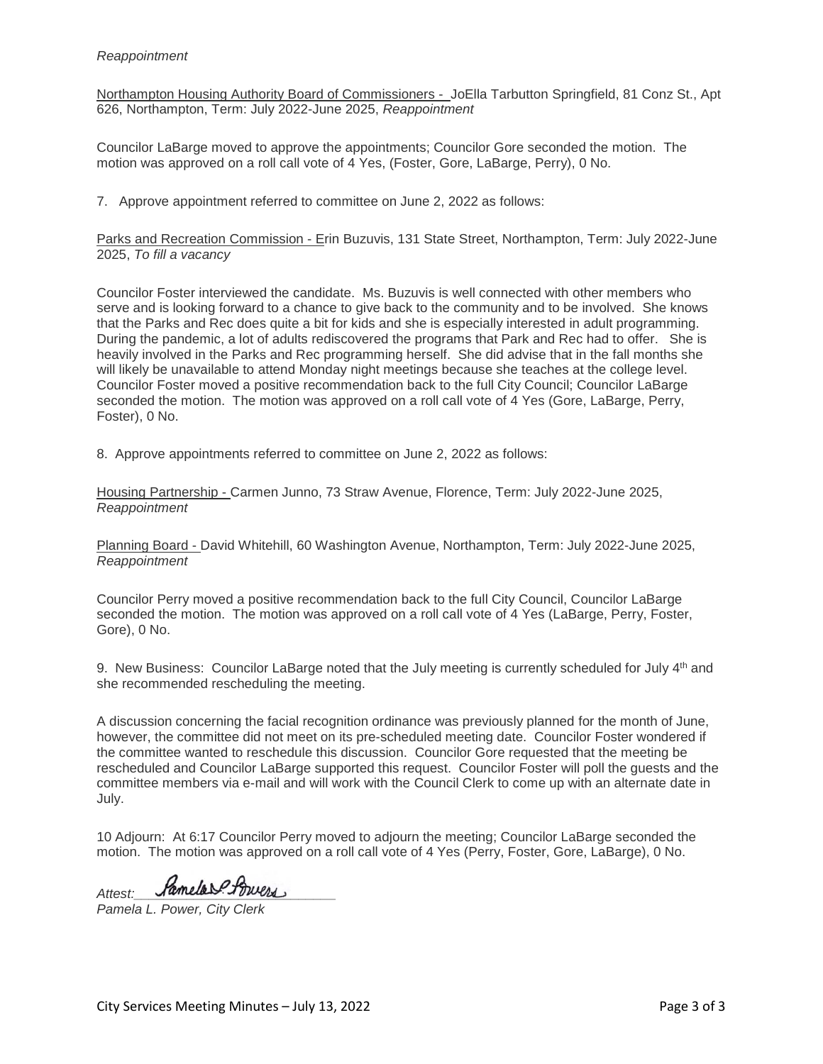*Reappointment*

Northampton Housing Authority Board of Commissioners - JoElla Tarbutton Springfield, 81 Conz St., Apt 626, Northampton, Term: July 2022-June 2025, *Reappointment*

Councilor LaBarge moved to approve the appointments; Councilor Gore seconded the motion. The motion was approved on a roll call vote of 4 Yes, (Foster, Gore, LaBarge, Perry), 0 No.

7. Approve appointment referred to committee on June 2, 2022 as follows:

Parks and Recreation Commission - Erin Buzuvis, 131 State Street, Northampton, Term: July 2022-June 2025, *To fill a vacancy*

Councilor Foster interviewed the candidate. Ms. Buzuvis is well connected with other members who serve and is looking forward to a chance to give back to the community and to be involved. She knows that the Parks and Rec does quite a bit for kids and she is especially interested in adult programming. During the pandemic, a lot of adults rediscovered the programs that Park and Rec had to offer. She is heavily involved in the Parks and Rec programming herself. She did advise that in the fall months she will likely be unavailable to attend Monday night meetings because she teaches at the college level. Councilor Foster moved a positive recommendation back to the full City Council; Councilor LaBarge seconded the motion. The motion was approved on a roll call vote of 4 Yes (Gore, LaBarge, Perry, Foster), 0 No.

8. Approve appointments referred to committee on June 2, 2022 as follows:

Housing Partnership - Carmen Junno, 73 Straw Avenue, Florence, Term: July 2022-June 2025, *Reappointment*

Planning Board - David Whitehill, 60 Washington Avenue, Northampton, Term: July 2022-June 2025, *Reappointment*

Councilor Perry moved a positive recommendation back to the full City Council, Councilor LaBarge seconded the motion. The motion was approved on a roll call vote of 4 Yes (LaBarge, Perry, Foster, Gore), 0 No.

9. New Business: Councilor LaBarge noted that the July meeting is currently scheduled for July 4th and she recommended rescheduling the meeting.

A discussion concerning the facial recognition ordinance was previously planned for the month of June, however, the committee did not meet on its pre-scheduled meeting date. Councilor Foster wondered if the committee wanted to reschedule this discussion. Councilor Gore requested that the meeting be rescheduled and Councilor LaBarge supported this request. Councilor Foster will poll the guests and the committee members via e-mail and will work with the Council Clerk to come up with an alternate date in July.

10 Adjourn: At 6:17 Councilor Perry moved to adjourn the meeting; Councilor LaBarge seconded the motion. The motion was approved on a roll call vote of 4 Yes (Perry, Foster, Gore, LaBarge), 0 No.

*Attest:* Pamela L. Powers

*Pamela L. Power, City Clerk*

City Services Meeting Minutes – July 13, 2022